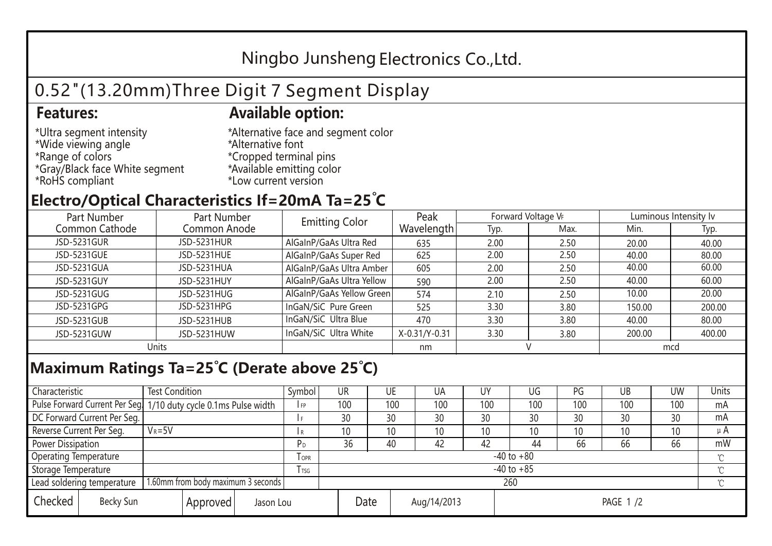# Ningbo Junsheng Electronics Co.,Ltd.

## 0.52"(13.20mm)Three Digit 7 Segment Display

### Features:

*Ultra segment intensity
*Wide viewing angle
*Range of colors
*Gray/Black face White segment
*RoHS compliant

### Available option:

*Alternative face and segment color
*Alternative font
*Cropped terminal pins
*Available emitting color
*Low current version

## Electro/Optical Characteristics If=20mA Ta=25°C

| Part Number Common Cathode | Part Number Common Anode | Emitting Color | Peak Wavelength | Forward Voltage $V_F$ | | Luminous Intensity Iv | |
|---|---|---|---|---|---|---|---|
| | | | | Typ. | Max. | Min. | Typ. |
| JSD-5231GUR | JSD-5231HUR | AlGaInP/GaAs Ultra Red | 635 | 2.00 | 2.50 | 20.00 | 40.00 |
| JSD-5231GUE | JSD-5231HUE | AlGaInP/GaAs Super Red | 625 | 2.00 | 2.50 | 40.00 | 80.00 |
| JSD-5231GUA | JSD-5231HUA | AlGaInP/GaAs Ultra Amber | 605 | 2.00 | 2.50 | 40.00 | 60.00 |
| JSD-5231GUY | JSD-5231HUY | AlGaInP/GaAs Ultra Yellow | 590 | 2.00 | 2.50 | 40.00 | 60.00 |
| JSD-5231GUG | JSD-5231HUG | AlGaInP/GaAs Yellow Green | 574 | 2.10 | 2.50 | 10.00 | 20.00 |
| JSD-5231GPG | JSD-5231HPG | InGaN/SiC Pure Green | 525 | 3.30 | 3.80 | 150.00 | 200.00 |
| JSD-5231GUB | JSD-5231HUB | InGaN/SiC Ultra Blue | 470 | 3.30 | 3.80 | 40.00 | 80.00 |
| JSD-5231GUW | JSD-5231HUW | InGaN/SiC Ultra White | X-0.31/Y-0.31 | 3.30 | 3.80 | 200.00 | 400.00 |
| Units | | | nm | V | | mcd | |

## Maximum Ratings Ta=25°C (Derate above 25°C)

| Characteristic | Test Condition | Symbol | UR | UE | UA | UY | UG | PG | UB | UW | Units |
|---|---|---|---|---|---|---|---|---|---|---|---|
| Pulse Forward Current Per Seg. | 1/10 duty cycle 0.1ms Pulse width | $I_{FP}$ | 100 | 100 | 100 | 100 | 100 | 100 | 100 | 100 | mA |
| DC Forward Current Per Seg. | | $I_F$ | 30 | 30 | 30 | 30 | 30 | 30 | 30 | 30 | mA |
| Reverse Current Per Seg. | $V_R$=5V | $I_R$ | 10 | 10 | 10 | 10 | 10 | 10 | 10 | 10 | μA |
| Power Dissipation | | $P_D$ | 36 | 40 | 42 | 42 | 44 | 66 | 66 | 66 | mW |
| Operating Temperature | | $T_{OPR}$ | -40 to +80 | | | | | | | | ℃ |
| Storage Temperature | | $T_{TSG}$ | -40 to +85 | | | | | | | | ℃ |
| Lead soldering temperature | 1.60mm from body maximum 3 seconds | | 260 | | | | | | | | ℃ |

| Checked | Becky Sun | Approved | Jason Lou | Date | Aug/14/2013 |
|---|---|---|---|---|---|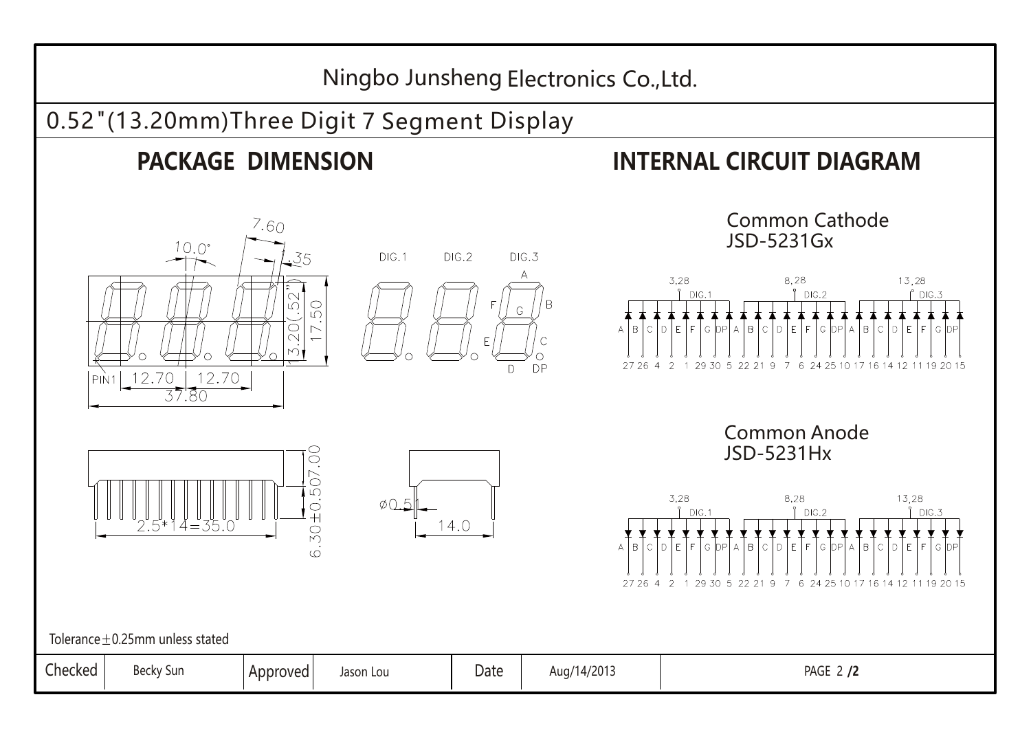Ningbo Junsheng Electronics Co.,Ltd.

0.52"(13.20mm)Three Digit 7 Segment Display

## PACKAGE DIMENSION

7.60

10.0°

.35

13.20(.52")

17.50

PIN1

12.70

12.70

37.80

DIG.1 DIG.2 DIG.3

A B C D E F G DP

2.5*14=35.0

6.30±0.50

7.00

Ø0.51

14.0

## INTERNAL CIRCUIT DIAGRAM

Common Cathode
JSD-5231Gx

3,28 DIG.1

8,28 DIG.2

13,28 DIG.3

A B C D E F G DP A B C D E F G DP A B C D E F G DP

27 26 4 2 1 29 30 5 22 21 9 7 6 24 25 10 17 16 14 12 11 19 20 15

Common Anode
JSD-5231Hx

3,28 DIG.1

8,28 DIG.2

13,28 DIG.3

A B C D E F G DP A B C D E F G DP A B C D E F G DP

27 26 4 2 1 29 30 5 22 21 9 7 6 24 25 10 17 16 14 12 11 19 20 15

Tolerance ± 0.25mm unless stated

| Checked | Becky Sun | Approved | Jason Lou | Date | Aug/14/2013 |
| --- | --- | --- | --- | --- | --- |